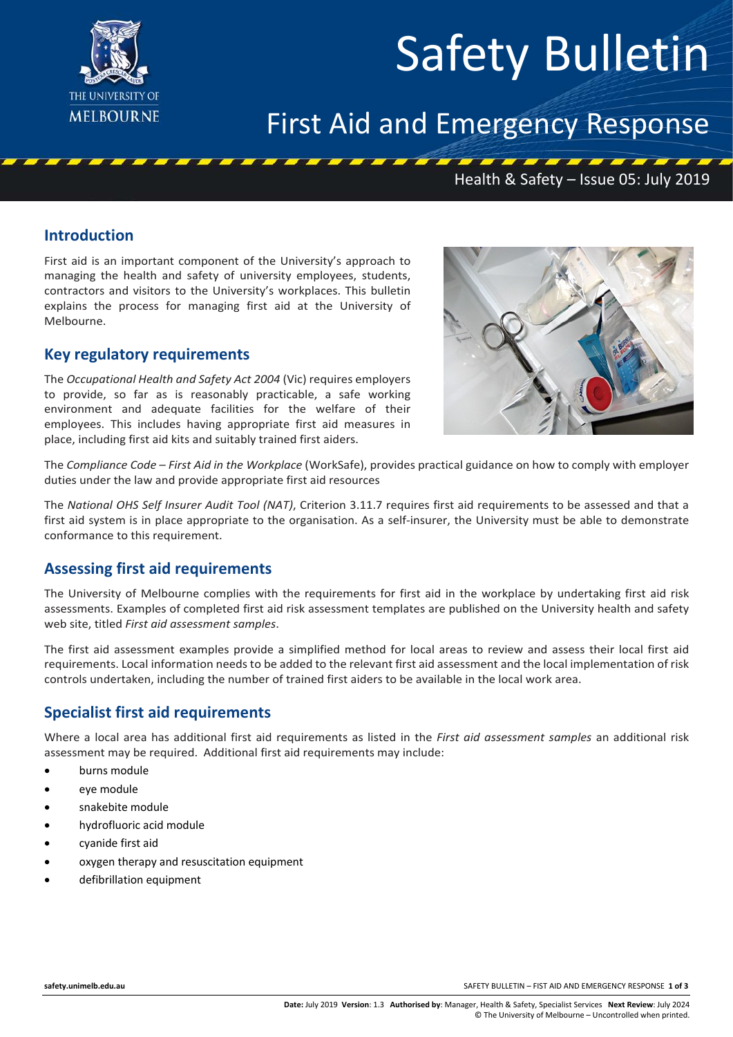# Safety Bulletin

## First Aid and Emergency Response

Health & Safety – Issue 05: July 2019

## Introduction

First aid is an important component of the University's approach to managing the health and safety of university employees, students, contractors and visitors to the University's workplaces. This bulletin explains the process for managing first aid at the University of Melbourne.

## Key regulatory requirements

The *Occupational Health and Safety Act 2004* (Vic) requires employers to provide, so far as is reasonably practicable, a safe working environment and adequate facilities for the welfare of their employees. This includes having appropriate first aid measures in place, including first aid kits and suitably trained first aiders.

The *Compliance Code – First Aid in the Workplace* (WorkSafe), provides practical guidance on how to comply with employer duties under the law and provide appropriate first aid resources

The *National OHS Self Insurer Audit Tool (NAT)*, Criterion 3.11.7 requires first aid requirements to be assessed and that a first aid system is in place appropriate to the organisation. As a self-insurer, the University must be able to demonstrate conformance to this requirement.

## Assessing first aid requirements

The University of Melbourne complies with the requirements for first aid in the workplace by undertaking first aid risk assessments. Examples of completed first aid risk assessment templates are published on the University health and safety web site, titled *First aid assessment samples*.

The first aid assessment examples provide a simplified method for local areas to review and assess their local first aid requirements. Local information needs to be added to the relevant first aid assessment and the local implementation of risk controls undertaken, including the number of trained first aiders to be available in the local work area.

## Specialist first aid requirements

Where a local area has additional first aid requirements as listed in the *First aid assessment samples* an additional risk assessment may be required. Additional first aid requirements may include:

- burns module
- eye module
- snakebite module
- hydrofluoric acid module
- cyanide first aid
- oxygen therapy and resuscitation equipment
- defibrillation equipment

**Date:** July 2019 **Version**: 1.3 **Authorised by**: Manager, Health & Safety, Specialist Services **Next Review**: July 2024
© The University of Melbourne – Uncontrolled when printed.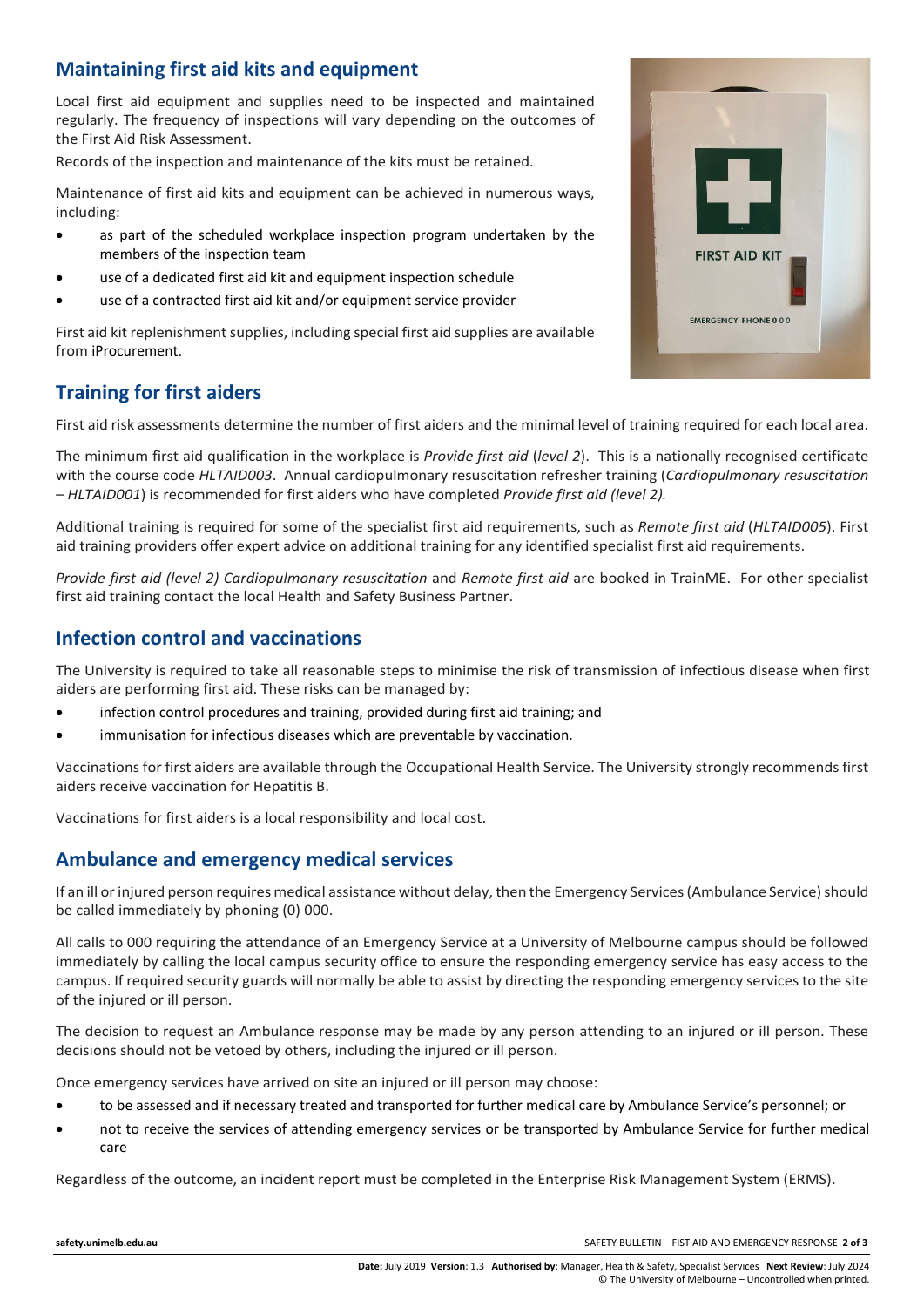## Maintaining first aid kits and equipment

Local first aid equipment and supplies need to be inspected and maintained regularly. The frequency of inspections will vary depending on the outcomes of the First Aid Risk Assessment.

Records of the inspection and maintenance of the kits must be retained.

Maintenance of first aid kits and equipment can be achieved in numerous ways, including:

- as part of the scheduled workplace inspection program undertaken by the members of the inspection team
- use of a dedicated first aid kit and equipment inspection schedule
- use of a contracted first aid kit and/or equipment service provider

First aid kit replenishment supplies, including special first aid supplies are available from iProcurement.

## Training for first aiders

First aid risk assessments determine the number of first aiders and the minimal level of training required for each local area.

The minimum first aid qualification in the workplace is *Provide first aid* (*level 2*). This is a nationally recognised certificate with the course code *HLTAID003*. Annual cardiopulmonary resuscitation refresher training (*Cardiopulmonary resuscitation – HLTAID001*) is recommended for first aiders who have completed *Provide first aid (level 2).*

Additional training is required for some of the specialist first aid requirements, such as *Remote first aid* (*HLTAID005*). First aid training providers offer expert advice on additional training for any identified specialist first aid requirements.

*Provide first aid (level 2) Cardiopulmonary resuscitation* and *Remote first aid* are booked in TrainME. For other specialist first aid training contact the local Health and Safety Business Partner.

## Infection control and vaccinations

The University is required to take all reasonable steps to minimise the risk of transmission of infectious disease when first aiders are performing first aid. These risks can be managed by:

- infection control procedures and training, provided during first aid training; and
- immunisation for infectious diseases which are preventable by vaccination.

Vaccinations for first aiders are available through the Occupational Health Service. The University strongly recommends first aiders receive vaccination for Hepatitis B.

Vaccinations for first aiders is a local responsibility and local cost.

## Ambulance and emergency medical services

If an ill or injured person requires medical assistance without delay, then the Emergency Services (Ambulance Service) should be called immediately by phoning (0) 000.

All calls to 000 requiring the attendance of an Emergency Service at a University of Melbourne campus should be followed immediately by calling the local campus security office to ensure the responding emergency service has easy access to the campus. If required security guards will normally be able to assist by directing the responding emergency services to the site of the injured or ill person.

The decision to request an Ambulance response may be made by any person attending to an injured or ill person. These decisions should not be vetoed by others, including the injured or ill person.

Once emergency services have arrived on site an injured or ill person may choose:

- to be assessed and if necessary treated and transported for further medical care by Ambulance Service's personnel; or
- not to receive the services of attending emergency services or be transported by Ambulance Service for further medical care

Regardless of the outcome, an incident report must be completed in the Enterprise Risk Management System (ERMS).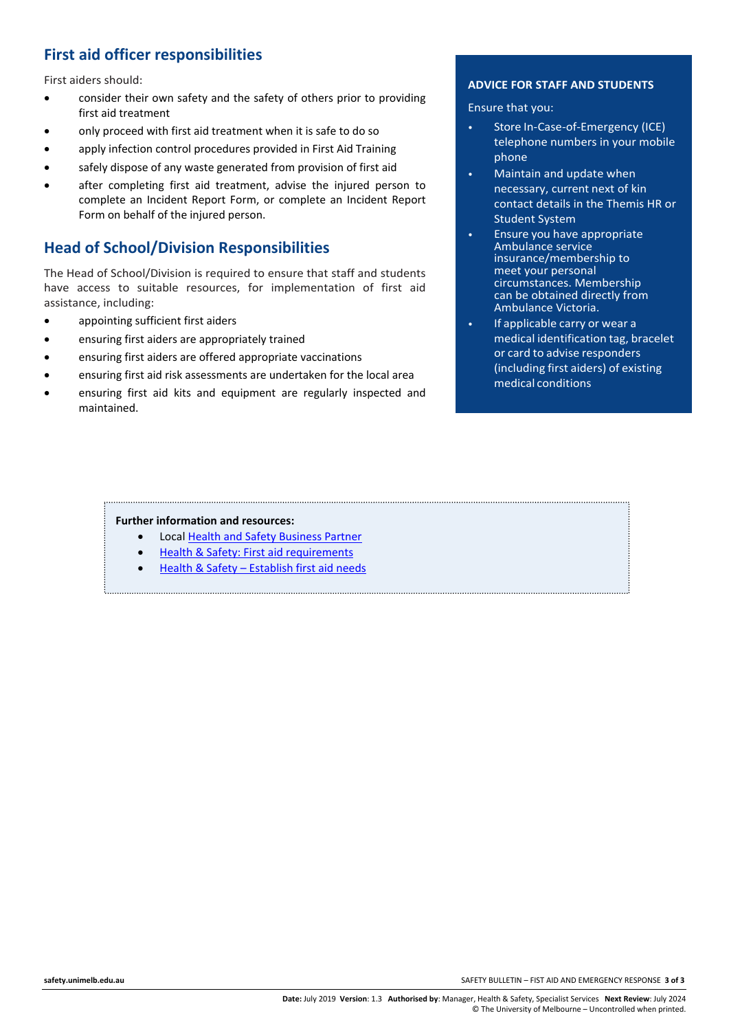## First aid officer responsibilities

First aiders should:

- consider their own safety and the safety of others prior to providing first aid treatment
- only proceed with first aid treatment when it is safe to do so
- apply infection control procedures provided in First Aid Training
- safely dispose of any waste generated from provision of first aid
- after completing first aid treatment, advise the injured person to complete an Incident Report Form, or complete an Incident Report Form on behalf of the injured person.

## Head of School/Division Responsibilities

The Head of School/Division is required to ensure that staff and students have access to suitable resources, for implementation of first aid assistance, including:

- appointing sufficient first aiders
- ensuring first aiders are appropriately trained
- ensuring first aiders are offered appropriate vaccinations
- ensuring first aid risk assessments are undertaken for the local area
- ensuring first aid kits and equipment are regularly inspected and maintained.

**ADVICE FOR STAFF AND STUDENTS**

Ensure that you:

- Store In-Case-of-Emergency (ICE) telephone numbers in your mobile phone
- Maintain and update when necessary, current next of kin contact details in the Themis HR or Student System
- Ensure you have appropriate Ambulance service insurance/membership to meet your personal circumstances. Membership can be obtained directly from Ambulance Victoria.
- If applicable carry or wear a medical identification tag, bracelet or card to advise responders (including first aiders) of existing medical conditions

**Further information and resources:**

- Local Health and Safety Business Partner
- Health & Safety: First aid requirements
- Health & Safety – Establish first aid needs

**Date:** July 2019 **Version**: 1.3 **Authorised by**: Manager, Health & Safety, Specialist Services **Next Review**: July 2024
© The University of Melbourne – Uncontrolled when printed.